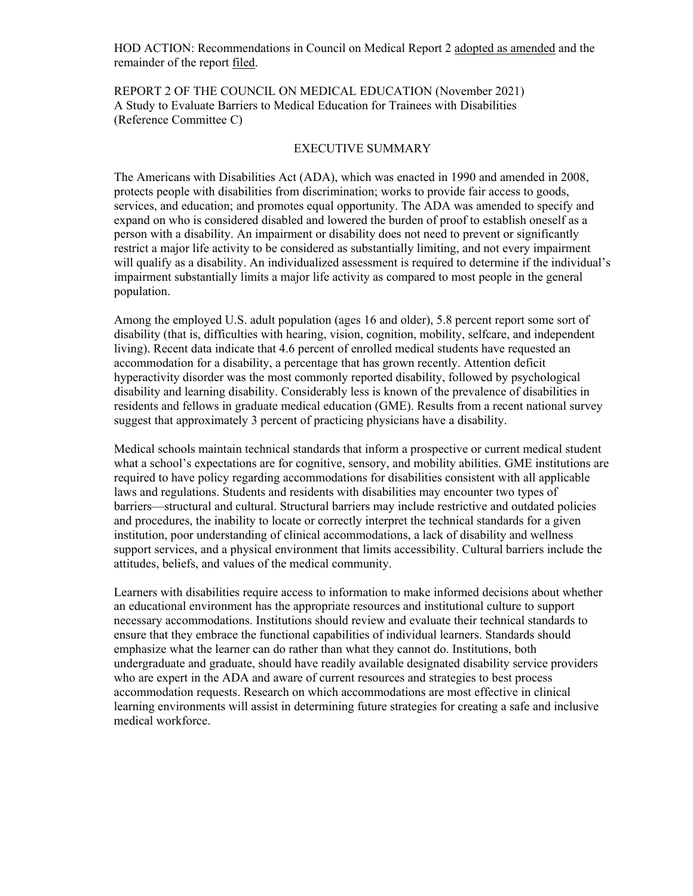HOD ACTION: Recommendations in Council on Medical Report 2 adopted as amended and the remainder of the report filed.

REPORT 2 OF THE COUNCIL ON MEDICAL EDUCATION (November 2021)
A Study to Evaluate Barriers to Medical Education for Trainees with Disabilities
(Reference Committee C)

## EXECUTIVE SUMMARY

The Americans with Disabilities Act (ADA), which was enacted in 1990 and amended in 2008, protects people with disabilities from discrimination; works to provide fair access to goods, services, and education; and promotes equal opportunity. The ADA was amended to specify and expand on who is considered disabled and lowered the burden of proof to establish oneself as a person with a disability. An impairment or disability does not need to prevent or significantly restrict a major life activity to be considered as substantially limiting, and not every impairment will qualify as a disability. An individualized assessment is required to determine if the individual's impairment substantially limits a major life activity as compared to most people in the general population.

Among the employed U.S. adult population (ages 16 and older), 5.8 percent report some sort of disability (that is, difficulties with hearing, vision, cognition, mobility, selfcare, and independent living). Recent data indicate that 4.6 percent of enrolled medical students have requested an accommodation for a disability, a percentage that has grown recently. Attention deficit hyperactivity disorder was the most commonly reported disability, followed by psychological disability and learning disability. Considerably less is known of the prevalence of disabilities in residents and fellows in graduate medical education (GME). Results from a recent national survey suggest that approximately 3 percent of practicing physicians have a disability.

Medical schools maintain technical standards that inform a prospective or current medical student what a school's expectations are for cognitive, sensory, and mobility abilities. GME institutions are required to have policy regarding accommodations for disabilities consistent with all applicable laws and regulations. Students and residents with disabilities may encounter two types of barriers—structural and cultural. Structural barriers may include restrictive and outdated policies and procedures, the inability to locate or correctly interpret the technical standards for a given institution, poor understanding of clinical accommodations, a lack of disability and wellness support services, and a physical environment that limits accessibility. Cultural barriers include the attitudes, beliefs, and values of the medical community.

Learners with disabilities require access to information to make informed decisions about whether an educational environment has the appropriate resources and institutional culture to support necessary accommodations. Institutions should review and evaluate their technical standards to ensure that they embrace the functional capabilities of individual learners. Standards should emphasize what the learner can do rather than what they cannot do. Institutions, both undergraduate and graduate, should have readily available designated disability service providers who are expert in the ADA and aware of current resources and strategies to best process accommodation requests. Research on which accommodations are most effective in clinical learning environments will assist in determining future strategies for creating a safe and inclusive medical workforce.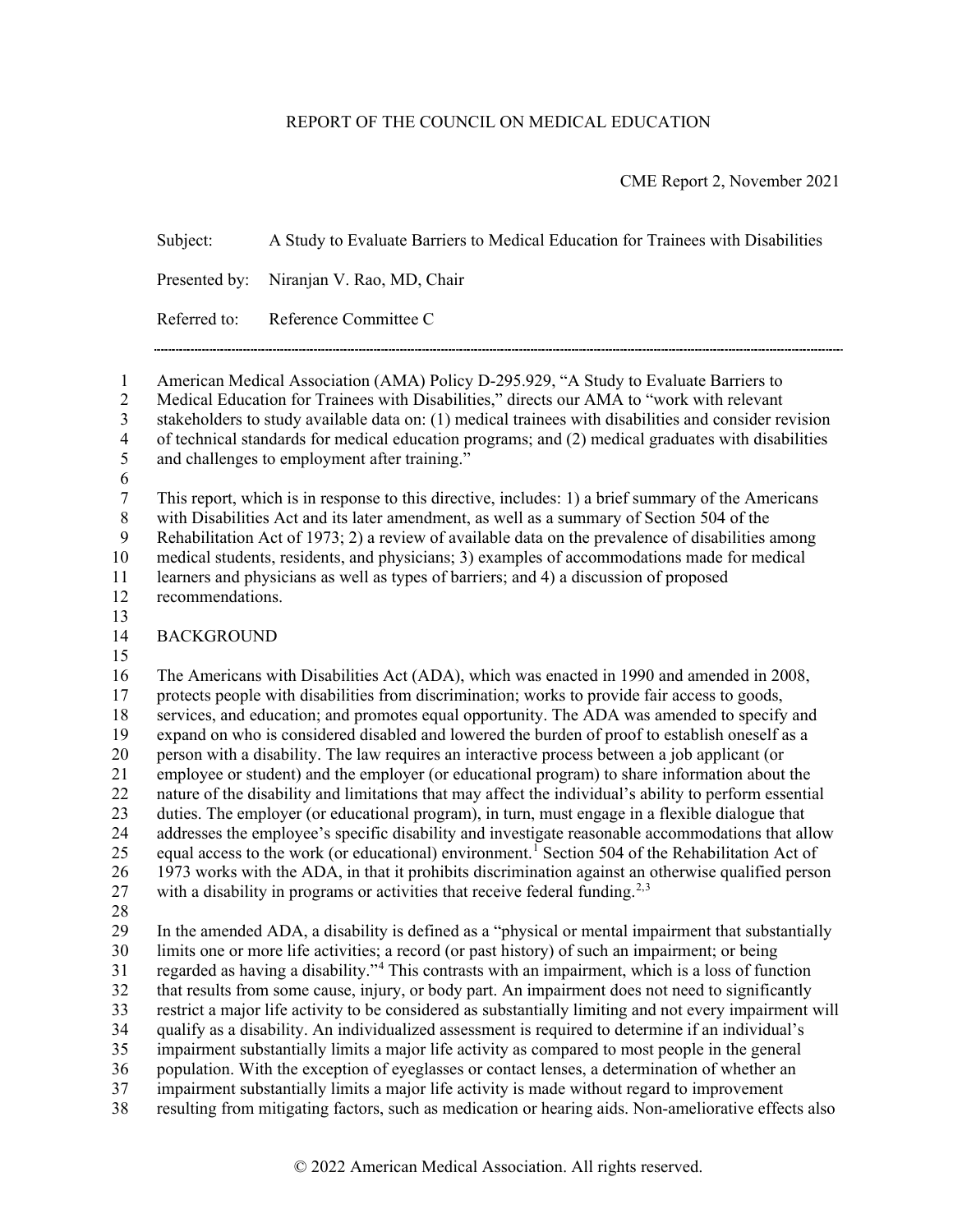REPORT OF THE COUNCIL ON MEDICAL EDUCATION

CME Report 2, November 2021

Subject: A Study to Evaluate Barriers to Medical Education for Trainees with Disabilities

Presented by: Niranjan V. Rao, MD, Chair

Referred to: Reference Committee C

---

American Medical Association (AMA) Policy D-295.929, "A Study to Evaluate Barriers to Medical Education for Trainees with Disabilities," directs our AMA to "work with relevant stakeholders to study available data on: (1) medical trainees with disabilities and consider revision of technical standards for medical education programs; and (2) medical graduates with disabilities and challenges to employment after training."

This report, which is in response to this directive, includes: 1) a brief summary of the Americans with Disabilities Act and its later amendment, as well as a summary of Section 504 of the Rehabilitation Act of 1973; 2) a review of available data on the prevalence of disabilities among medical students, residents, and physicians; 3) examples of accommodations made for medical learners and physicians as well as types of barriers; and 4) a discussion of proposed recommendations.

## BACKGROUND

The Americans with Disabilities Act (ADA), which was enacted in 1990 and amended in 2008, protects people with disabilities from discrimination; works to provide fair access to goods, services, and education; and promotes equal opportunity. The ADA was amended to specify and expand on who is considered disabled and lowered the burden of proof to establish oneself as a person with a disability. The law requires an interactive process between a job applicant (or employee or student) and the employer (or educational program) to share information about the nature of the disability and limitations that may affect the individual's ability to perform essential duties. The employer (or educational program), in turn, must engage in a flexible dialogue that addresses the employee's specific disability and investigate reasonable accommodations that allow equal access to the work (or educational) environment.[1] Section 504 of the Rehabilitation Act of 1973 works with the ADA, in that it prohibits discrimination against an otherwise qualified person with a disability in programs or activities that receive federal funding.[2,3]

In the amended ADA, a disability is defined as a "physical or mental impairment that substantially limits one or more life activities; a record (or past history) of such an impairment; or being regarded as having a disability."[4] This contrasts with an impairment, which is a loss of function that results from some cause, injury, or body part. An impairment does not need to significantly restrict a major life activity to be considered as substantially limiting and not every impairment will qualify as a disability. An individualized assessment is required to determine if an individual's impairment substantially limits a major life activity as compared to most people in the general population. With the exception of eyeglasses or contact lenses, a determination of whether an impairment substantially limits a major life activity is made without regard to improvement resulting from mitigating factors, such as medication or hearing aids. Non-ameliorative effects also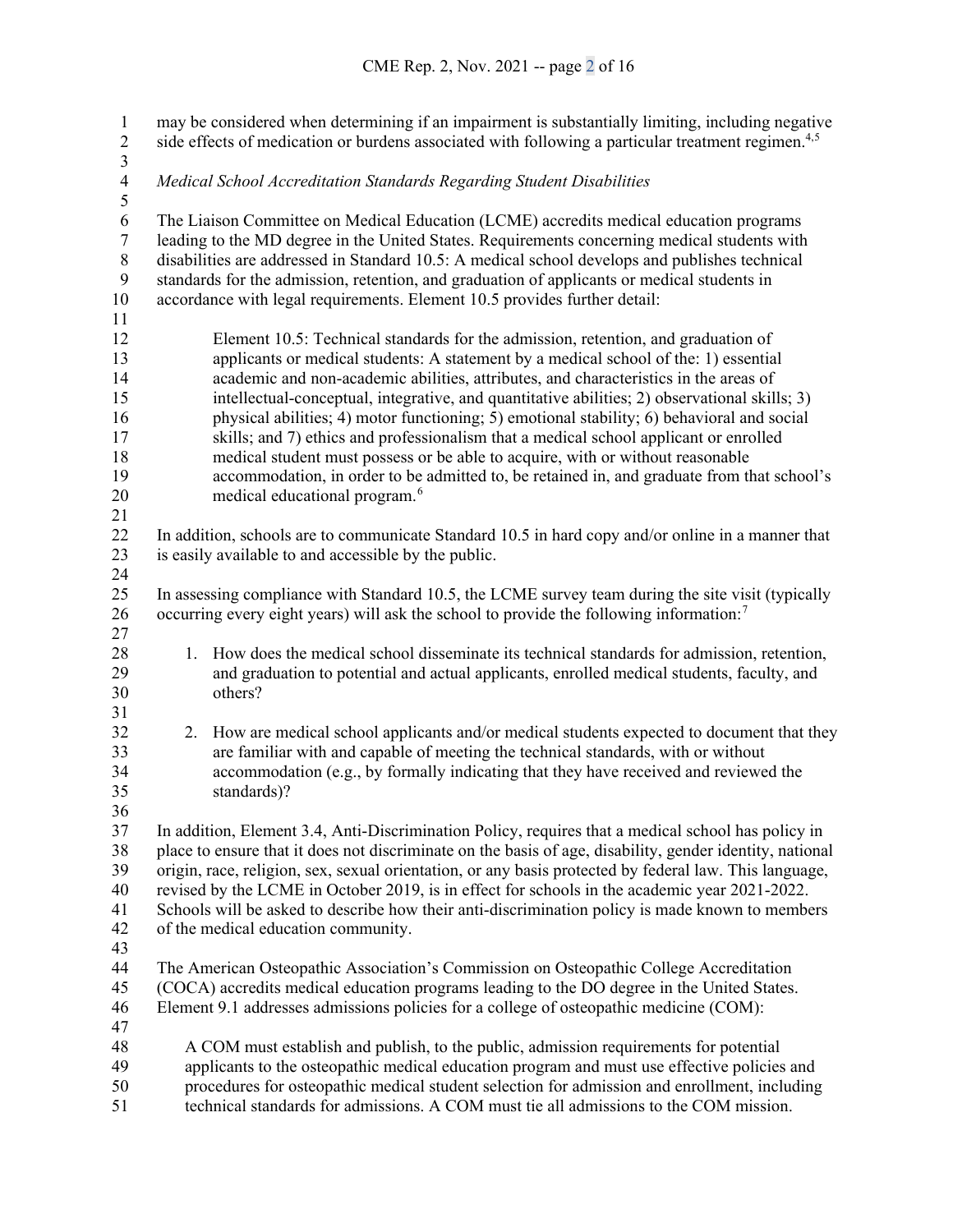may be considered when determining if an impairment is substantially limiting, including negative side effects of medication or burdens associated with following a particular treatment regimen.[4,5]

*Medical School Accreditation Standards Regarding Student Disabilities*

The Liaison Committee on Medical Education (LCME) accredits medical education programs leading to the MD degree in the United States. Requirements concerning medical students with disabilities are addressed in Standard 10.5: A medical school develops and publishes technical standards for the admission, retention, and graduation of applicants or medical students in accordance with legal requirements. Element 10.5 provides further detail:

> Element 10.5: Technical standards for the admission, retention, and graduation of applicants or medical students: A statement by a medical school of the: 1) essential academic and non-academic abilities, attributes, and characteristics in the areas of intellectual-conceptual, integrative, and quantitative abilities; 2) observational skills; 3) physical abilities; 4) motor functioning; 5) emotional stability; 6) behavioral and social skills; and 7) ethics and professionalism that a medical school applicant or enrolled medical student must possess or be able to acquire, with or without reasonable accommodation, in order to be admitted to, be retained in, and graduate from that school's medical educational program.[6]

In addition, schools are to communicate Standard 10.5 in hard copy and/or online in a manner that is easily available to and accessible by the public.

In assessing compliance with Standard 10.5, the LCME survey team during the site visit (typically occurring every eight years) will ask the school to provide the following information:[7]

1. How does the medical school disseminate its technical standards for admission, retention, and graduation to potential and actual applicants, enrolled medical students, faculty, and others?

2. How are medical school applicants and/or medical students expected to document that they are familiar with and capable of meeting the technical standards, with or without accommodation (e.g., by formally indicating that they have received and reviewed the standards)?

In addition, Element 3.4, Anti-Discrimination Policy, requires that a medical school has policy in place to ensure that it does not discriminate on the basis of age, disability, gender identity, national origin, race, religion, sex, sexual orientation, or any basis protected by federal law. This language, revised by the LCME in October 2019, is in effect for schools in the academic year 2021-2022. Schools will be asked to describe how their anti-discrimination policy is made known to members of the medical education community.

The American Osteopathic Association's Commission on Osteopathic College Accreditation (COCA) accredits medical education programs leading to the DO degree in the United States. Element 9.1 addresses admissions policies for a college of osteopathic medicine (COM):

> A COM must establish and publish, to the public, admission requirements for potential applicants to the osteopathic medical education program and must use effective policies and procedures for osteopathic medical student selection for admission and enrollment, including technical standards for admissions. A COM must tie all admissions to the COM mission.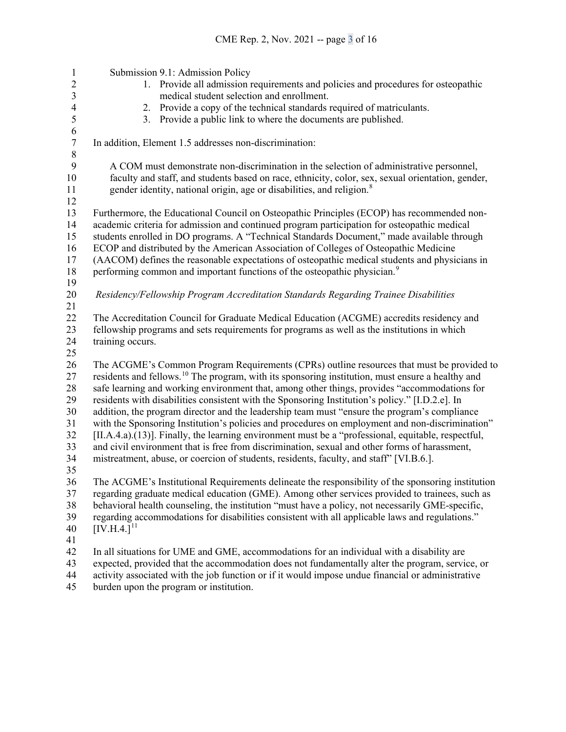Submission 9.1: Admission Policy

1. Provide all admission requirements and policies and procedures for osteopathic medical student selection and enrollment.
2. Provide a copy of the technical standards required of matriculants.
3. Provide a public link to where the documents are published.

In addition, Element 1.5 addresses non-discrimination:

> A COM must demonstrate non-discrimination in the selection of administrative personnel, faculty and staff, and students based on race, ethnicity, color, sex, sexual orientation, gender, gender identity, national origin, age or disabilities, and religion.[8]

Furthermore, the Educational Council on Osteopathic Principles (ECOP) has recommended non-academic criteria for admission and continued program participation for osteopathic medical students enrolled in DO programs. A "Technical Standards Document," made available through ECOP and distributed by the American Association of Colleges of Osteopathic Medicine (AACOM) defines the reasonable expectations of osteopathic medical students and physicians in performing common and important functions of the osteopathic physician.[9]

*Residency/Fellowship Program Accreditation Standards Regarding Trainee Disabilities*

The Accreditation Council for Graduate Medical Education (ACGME) accredits residency and fellowship programs and sets requirements for programs as well as the institutions in which training occurs.

The ACGME's Common Program Requirements (CPRs) outline resources that must be provided to residents and fellows.[10] The program, with its sponsoring institution, must ensure a healthy and safe learning and working environment that, among other things, provides "accommodations for residents with disabilities consistent with the Sponsoring Institution's policy." [I.D.2.e]. In addition, the program director and the leadership team must "ensure the program's compliance with the Sponsoring Institution's policies and procedures on employment and non-discrimination" [II.A.4.a).(13)]. Finally, the learning environment must be a "professional, equitable, respectful, and civil environment that is free from discrimination, sexual and other forms of harassment, mistreatment, abuse, or coercion of students, residents, faculty, and staff" [VI.B.6.].

The ACGME's Institutional Requirements delineate the responsibility of the sponsoring institution regarding graduate medical education (GME). Among other services provided to trainees, such as behavioral health counseling, the institution "must have a policy, not necessarily GME-specific, regarding accommodations for disabilities consistent with all applicable laws and regulations." [IV.H.4.][11]

In all situations for UME and GME, accommodations for an individual with a disability are expected, provided that the accommodation does not fundamentally alter the program, service, or activity associated with the job function or if it would impose undue financial or administrative burden upon the program or institution.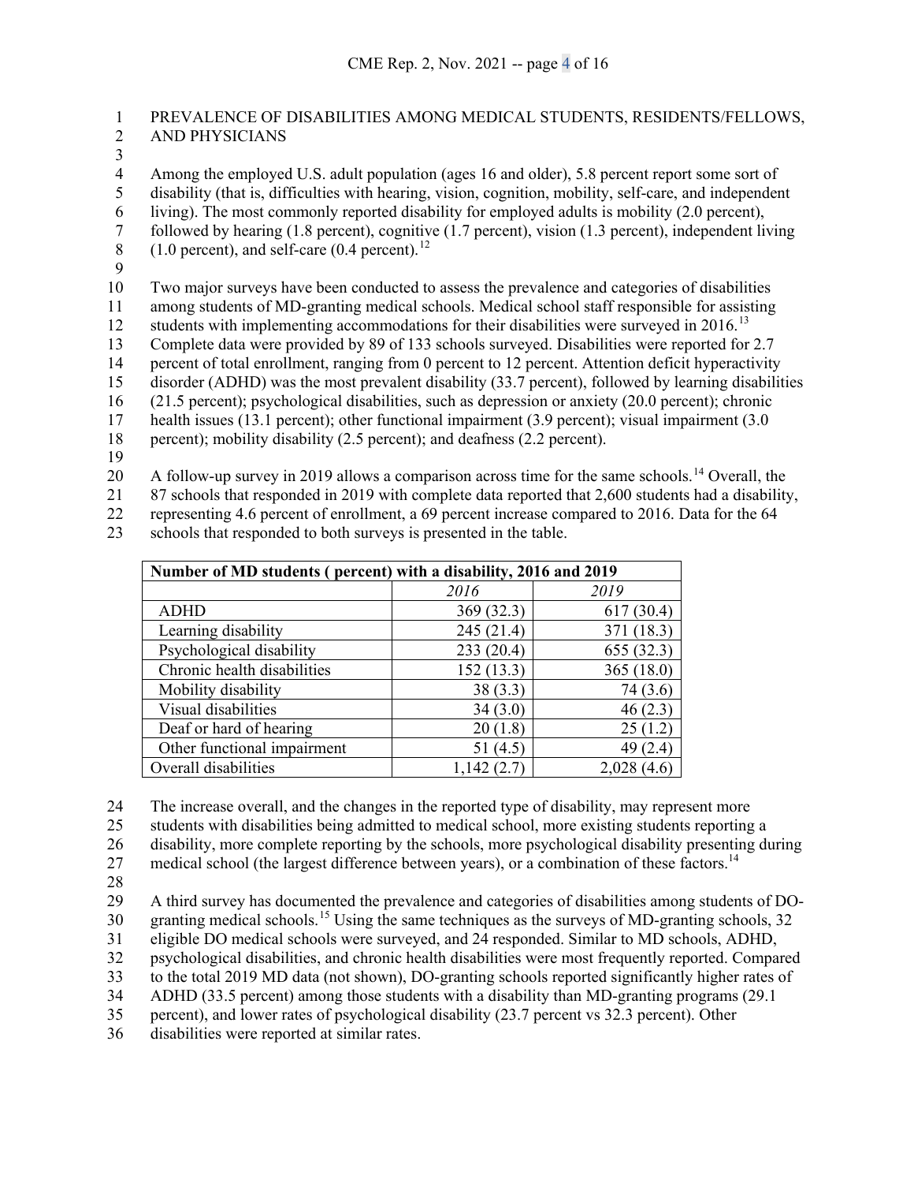## PREVALENCE OF DISABILITIES AMONG MEDICAL STUDENTS, RESIDENTS/FELLOWS, AND PHYSICIANS

Among the employed U.S. adult population (ages 16 and older), 5.8 percent report some sort of disability (that is, difficulties with hearing, vision, cognition, mobility, self-care, and independent living). The most commonly reported disability for employed adults is mobility (2.0 percent), followed by hearing (1.8 percent), cognitive (1.7 percent), vision (1.3 percent), independent living (1.0 percent), and self-care (0.4 percent).[12]

Two major surveys have been conducted to assess the prevalence and categories of disabilities among students of MD-granting medical schools. Medical school staff responsible for assisting students with implementing accommodations for their disabilities were surveyed in 2016.[13] Complete data were provided by 89 of 133 schools surveyed. Disabilities were reported for 2.7 percent of total enrollment, ranging from 0 percent to 12 percent. Attention deficit hyperactivity disorder (ADHD) was the most prevalent disability (33.7 percent), followed by learning disabilities (21.5 percent); psychological disabilities, such as depression or anxiety (20.0 percent); chronic health issues (13.1 percent); other functional impairment (3.9 percent); visual impairment (3.0 percent); mobility disability (2.5 percent); and deafness (2.2 percent).

A follow-up survey in 2019 allows a comparison across time for the same schools.[14] Overall, the 87 schools that responded in 2019 with complete data reported that 2,600 students had a disability, representing 4.6 percent of enrollment, a 69 percent increase compared to 2016. Data for the 64 schools that responded to both surveys is presented in the table.

| Number of MD students ( percent) with a disability, 2016 and 2019 | | |
|---|---|---|
| | *2016* | *2019* |
| ADHD | 369 (32.3) | 617 (30.4) |
| Learning disability | 245 (21.4) | 371 (18.3) |
| Psychological disability | 233 (20.4) | 655 (32.3) |
| Chronic health disabilities | 152 (13.3) | 365 (18.0) |
| Mobility disability | 38 (3.3) | 74 (3.6) |
| Visual disabilities | 34 (3.0) | 46 (2.3) |
| Deaf or hard of hearing | 20 (1.8) | 25 (1.2) |
| Other functional impairment | 51 (4.5) | 49 (2.4) |
| Overall disabilities | 1,142 (2.7) | 2,028 (4.6) |

The increase overall, and the changes in the reported type of disability, may represent more students with disabilities being admitted to medical school, more existing students reporting a disability, more complete reporting by the schools, more psychological disability presenting during medical school (the largest difference between years), or a combination of these factors.[14]

A third survey has documented the prevalence and categories of disabilities among students of DO-granting medical schools.[15] Using the same techniques as the surveys of MD-granting schools, 32 eligible DO medical schools were surveyed, and 24 responded. Similar to MD schools, ADHD, psychological disabilities, and chronic health disabilities were most frequently reported. Compared to the total 2019 MD data (not shown), DO-granting schools reported significantly higher rates of ADHD (33.5 percent) among those students with a disability than MD-granting programs (29.1 percent), and lower rates of psychological disability (23.7 percent vs 32.3 percent). Other disabilities were reported at similar rates.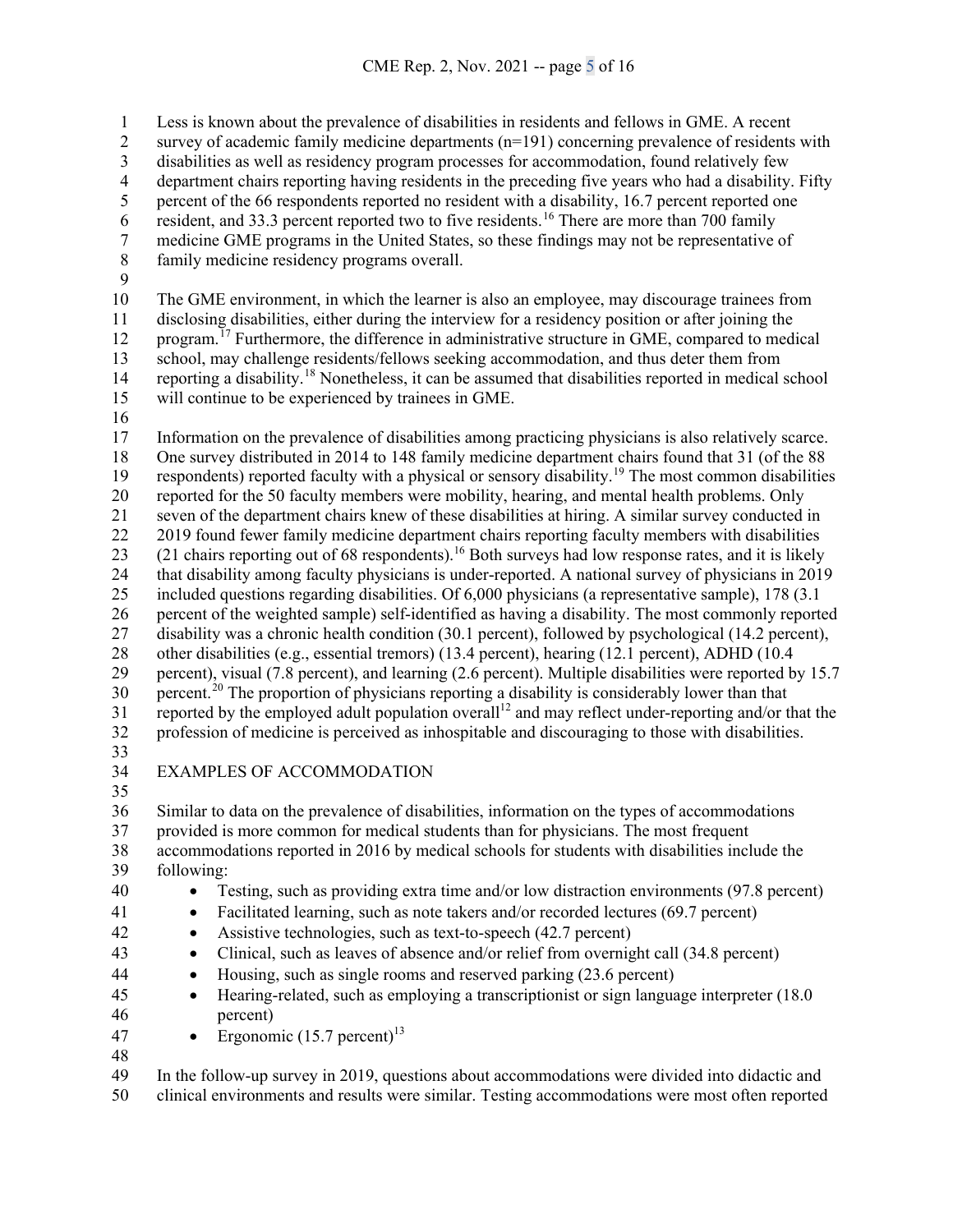Less is known about the prevalence of disabilities in residents and fellows in GME. A recent survey of academic family medicine departments (n=191) concerning prevalence of residents with disabilities as well as residency program processes for accommodation, found relatively few department chairs reporting having residents in the preceding five years who had a disability. Fifty percent of the 66 respondents reported no resident with a disability, 16.7 percent reported one resident, and 33.3 percent reported two to five residents.[16] There are more than 700 family medicine GME programs in the United States, so these findings may not be representative of family medicine residency programs overall.

The GME environment, in which the learner is also an employee, may discourage trainees from disclosing disabilities, either during the interview for a residency position or after joining the program.[17] Furthermore, the difference in administrative structure in GME, compared to medical school, may challenge residents/fellows seeking accommodation, and thus deter them from reporting a disability.[18] Nonetheless, it can be assumed that disabilities reported in medical school will continue to be experienced by trainees in GME.

Information on the prevalence of disabilities among practicing physicians is also relatively scarce. One survey distributed in 2014 to 148 family medicine department chairs found that 31 (of the 88 respondents) reported faculty with a physical or sensory disability.[19] The most common disabilities reported for the 50 faculty members were mobility, hearing, and mental health problems. Only seven of the department chairs knew of these disabilities at hiring. A similar survey conducted in 2019 found fewer family medicine department chairs reporting faculty members with disabilities (21 chairs reporting out of 68 respondents).[16] Both surveys had low response rates, and it is likely that disability among faculty physicians is under-reported. A national survey of physicians in 2019 included questions regarding disabilities. Of 6,000 physicians (a representative sample), 178 (3.1 percent of the weighted sample) self-identified as having a disability. The most commonly reported disability was a chronic health condition (30.1 percent), followed by psychological (14.2 percent), other disabilities (e.g., essential tremors) (13.4 percent), hearing (12.1 percent), ADHD (10.4 percent), visual (7.8 percent), and learning (2.6 percent). Multiple disabilities were reported by 15.7 percent.[20] The proportion of physicians reporting a disability is considerably lower than that reported by the employed adult population overall[12] and may reflect under-reporting and/or that the profession of medicine is perceived as inhospitable and discouraging to those with disabilities.

## EXAMPLES OF ACCOMMODATION

Similar to data on the prevalence of disabilities, information on the types of accommodations provided is more common for medical students than for physicians. The most frequent accommodations reported in 2016 by medical schools for students with disabilities include the following:

- Testing, such as providing extra time and/or low distraction environments (97.8 percent)
- Facilitated learning, such as note takers and/or recorded lectures (69.7 percent)
- Assistive technologies, such as text-to-speech (42.7 percent)
- Clinical, such as leaves of absence and/or relief from overnight call (34.8 percent)
- Housing, such as single rooms and reserved parking (23.6 percent)
- Hearing-related, such as employing a transcriptionist or sign language interpreter (18.0 percent)
- Ergonomic (15.7 percent)[13]

In the follow-up survey in 2019, questions about accommodations were divided into didactic and clinical environments and results were similar. Testing accommodations were most often reported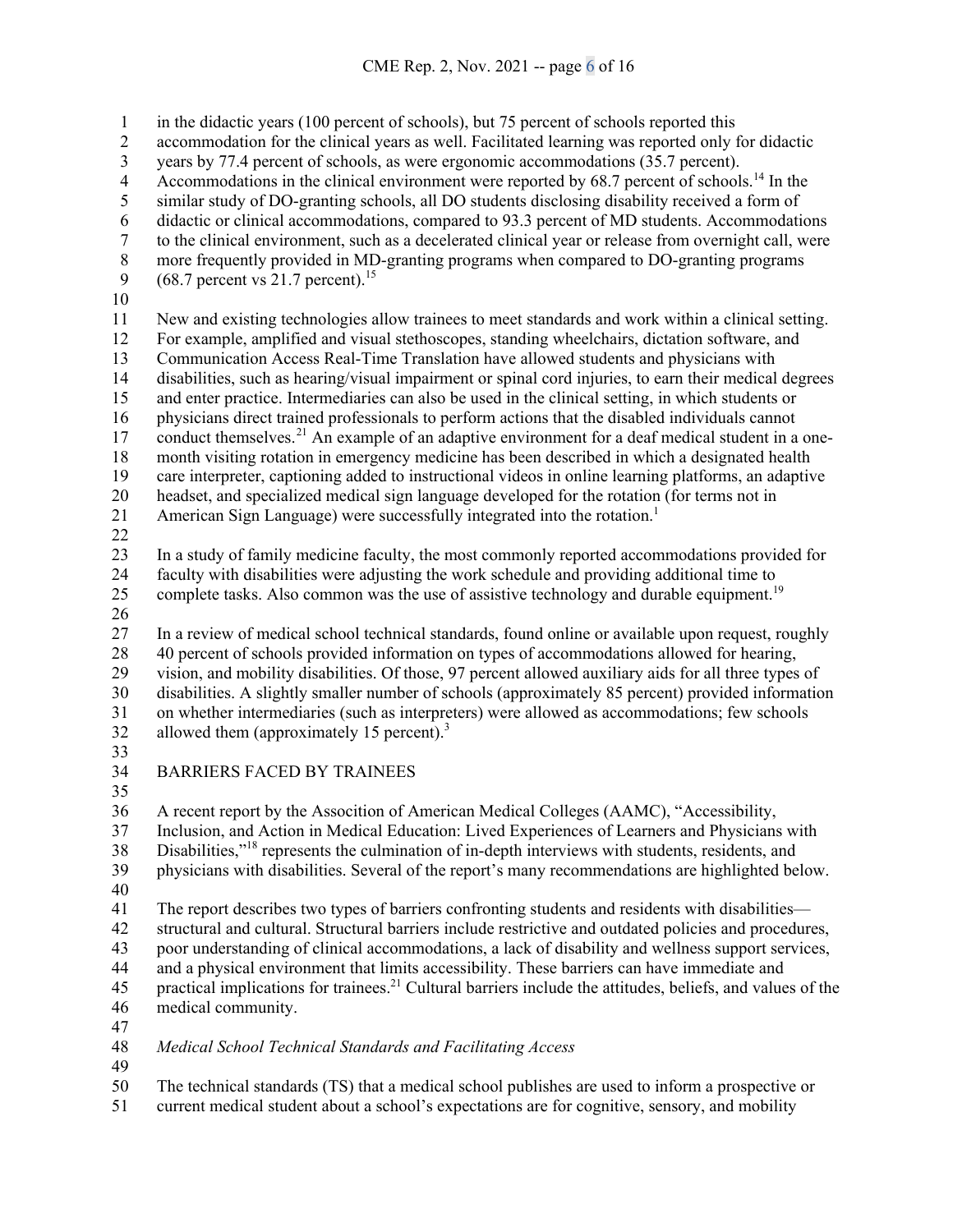in the didactic years (100 percent of schools), but 75 percent of schools reported this accommodation for the clinical years as well. Facilitated learning was reported only for didactic years by 77.4 percent of schools, as were ergonomic accommodations (35.7 percent). Accommodations in the clinical environment were reported by 68.7 percent of schools.[14] In the similar study of DO-granting schools, all DO students disclosing disability received a form of didactic or clinical accommodations, compared to 93.3 percent of MD students. Accommodations to the clinical environment, such as a decelerated clinical year or release from overnight call, were more frequently provided in MD-granting programs when compared to DO-granting programs (68.7 percent vs 21.7 percent).[15]

New and existing technologies allow trainees to meet standards and work within a clinical setting. For example, amplified and visual stethoscopes, standing wheelchairs, dictation software, and Communication Access Real-Time Translation have allowed students and physicians with disabilities, such as hearing/visual impairment or spinal cord injuries, to earn their medical degrees and enter practice. Intermediaries can also be used in the clinical setting, in which students or physicians direct trained professionals to perform actions that the disabled individuals cannot conduct themselves.[21] An example of an adaptive environment for a deaf medical student in a one-month visiting rotation in emergency medicine has been described in which a designated health care interpreter, captioning added to instructional videos in online learning platforms, an adaptive headset, and specialized medical sign language developed for the rotation (for terms not in American Sign Language) were successfully integrated into the rotation.[1]

In a study of family medicine faculty, the most commonly reported accommodations provided for faculty with disabilities were adjusting the work schedule and providing additional time to complete tasks. Also common was the use of assistive technology and durable equipment.[19]

In a review of medical school technical standards, found online or available upon request, roughly 40 percent of schools provided information on types of accommodations allowed for hearing, vision, and mobility disabilities. Of those, 97 percent allowed auxiliary aids for all three types of disabilities. A slightly smaller number of schools (approximately 85 percent) provided information on whether intermediaries (such as interpreters) were allowed as accommodations; few schools allowed them (approximately 15 percent).[3]

## BARRIERS FACED BY TRAINEES

A recent report by the Association of American Medical Colleges (AAMC), "Accessibility, Inclusion, and Action in Medical Education: Lived Experiences of Learners and Physicians with Disabilities,"[18] represents the culmination of in-depth interviews with students, residents, and physicians with disabilities. Several of the report's many recommendations are highlighted below.

The report describes two types of barriers confronting students and residents with disabilities—structural and cultural. Structural barriers include restrictive and outdated policies and procedures, poor understanding of clinical accommodations, a lack of disability and wellness support services, and a physical environment that limits accessibility. These barriers can have immediate and practical implications for trainees.[21] Cultural barriers include the attitudes, beliefs, and values of the medical community.

### *Medical School Technical Standards and Facilitating Access*

The technical standards (TS) that a medical school publishes are used to inform a prospective or current medical student about a school's expectations are for cognitive, sensory, and mobility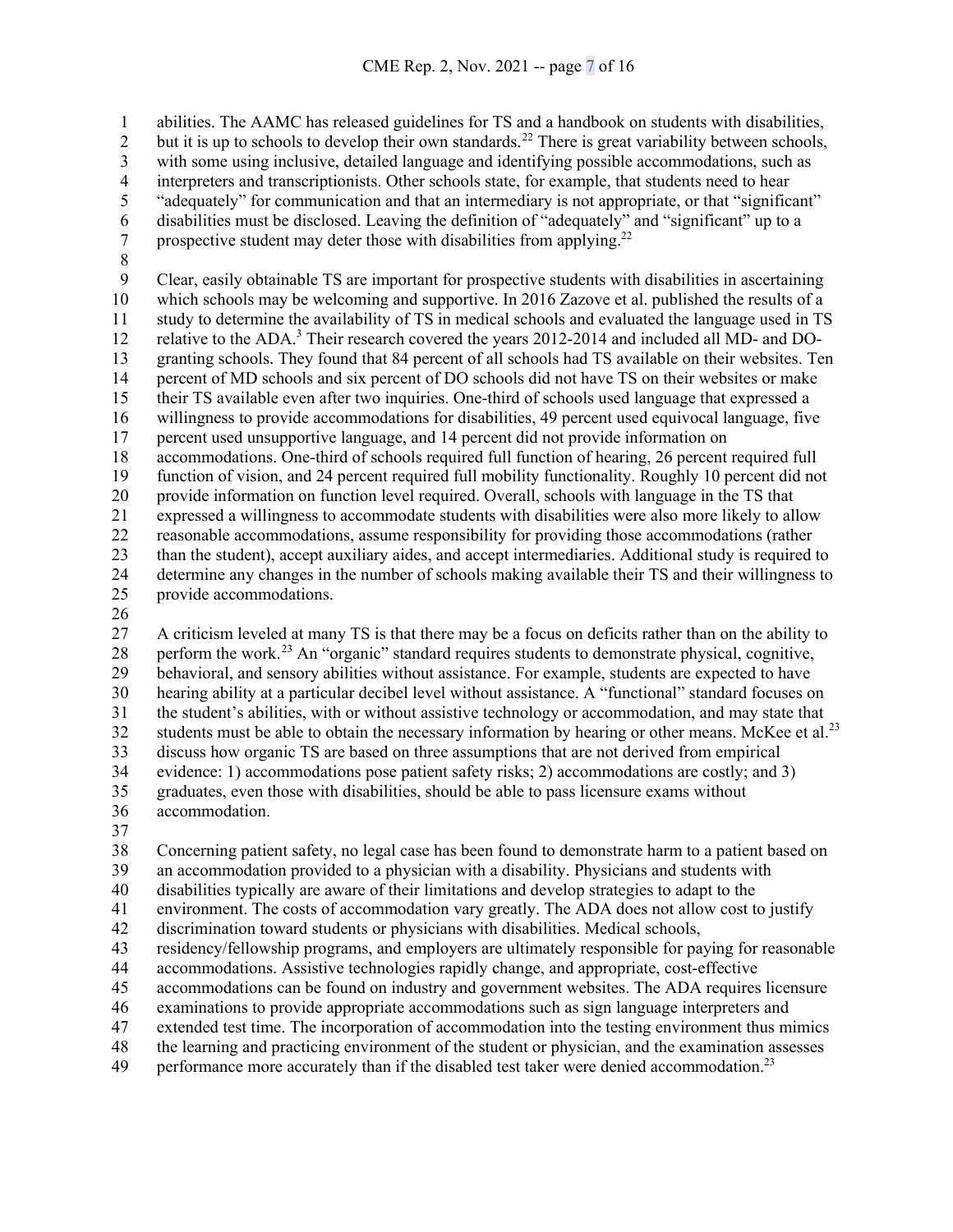abilities. The AAMC has released guidelines for TS and a handbook on students with disabilities, but it is up to schools to develop their own standards.[22] There is great variability between schools, with some using inclusive, detailed language and identifying possible accommodations, such as interpreters and transcriptionists. Other schools state, for example, that students need to hear "adequately" for communication and that an intermediary is not appropriate, or that "significant" disabilities must be disclosed. Leaving the definition of "adequately" and "significant" up to a prospective student may deter those with disabilities from applying.[22]

Clear, easily obtainable TS are important for prospective students with disabilities in ascertaining which schools may be welcoming and supportive. In 2016 Zazove et al. published the results of a study to determine the availability of TS in medical schools and evaluated the language used in TS relative to the ADA.[3] Their research covered the years 2012-2014 and included all MD- and DO-granting schools. They found that 84 percent of all schools had TS available on their websites. Ten percent of MD schools and six percent of DO schools did not have TS on their websites or make their TS available even after two inquiries. One-third of schools used language that expressed a willingness to provide accommodations for disabilities, 49 percent used equivocal language, five percent used unsupportive language, and 14 percent did not provide information on accommodations. One-third of schools required full function of hearing, 26 percent required full function of vision, and 24 percent required full mobility functionality. Roughly 10 percent did not provide information on function level required. Overall, schools with language in the TS that expressed a willingness to accommodate students with disabilities were also more likely to allow reasonable accommodations, assume responsibility for providing those accommodations (rather than the student), accept auxiliary aides, and accept intermediaries. Additional study is required to determine any changes in the number of schools making available their TS and their willingness to provide accommodations.

A criticism leveled at many TS is that there may be a focus on deficits rather than on the ability to perform the work.[23] An "organic" standard requires students to demonstrate physical, cognitive, behavioral, and sensory abilities without assistance. For example, students are expected to have hearing ability at a particular decibel level without assistance. A "functional" standard focuses on the student's abilities, with or without assistive technology or accommodation, and may state that students must be able to obtain the necessary information by hearing or other means. McKee et al.[23] discuss how organic TS are based on three assumptions that are not derived from empirical evidence: 1) accommodations pose patient safety risks; 2) accommodations are costly; and 3) graduates, even those with disabilities, should be able to pass licensure exams without accommodation.

Concerning patient safety, no legal case has been found to demonstrate harm to a patient based on an accommodation provided to a physician with a disability. Physicians and students with disabilities typically are aware of their limitations and develop strategies to adapt to the environment. The costs of accommodation vary greatly. The ADA does not allow cost to justify discrimination toward students or physicians with disabilities. Medical schools, residency/fellowship programs, and employers are ultimately responsible for paying for reasonable accommodations. Assistive technologies rapidly change, and appropriate, cost-effective accommodations can be found on industry and government websites. The ADA requires licensure examinations to provide appropriate accommodations such as sign language interpreters and extended test time. The incorporation of accommodation into the testing environment thus mimics the learning and practicing environment of the student or physician, and the examination assesses performance more accurately than if the disabled test taker were denied accommodation.[23]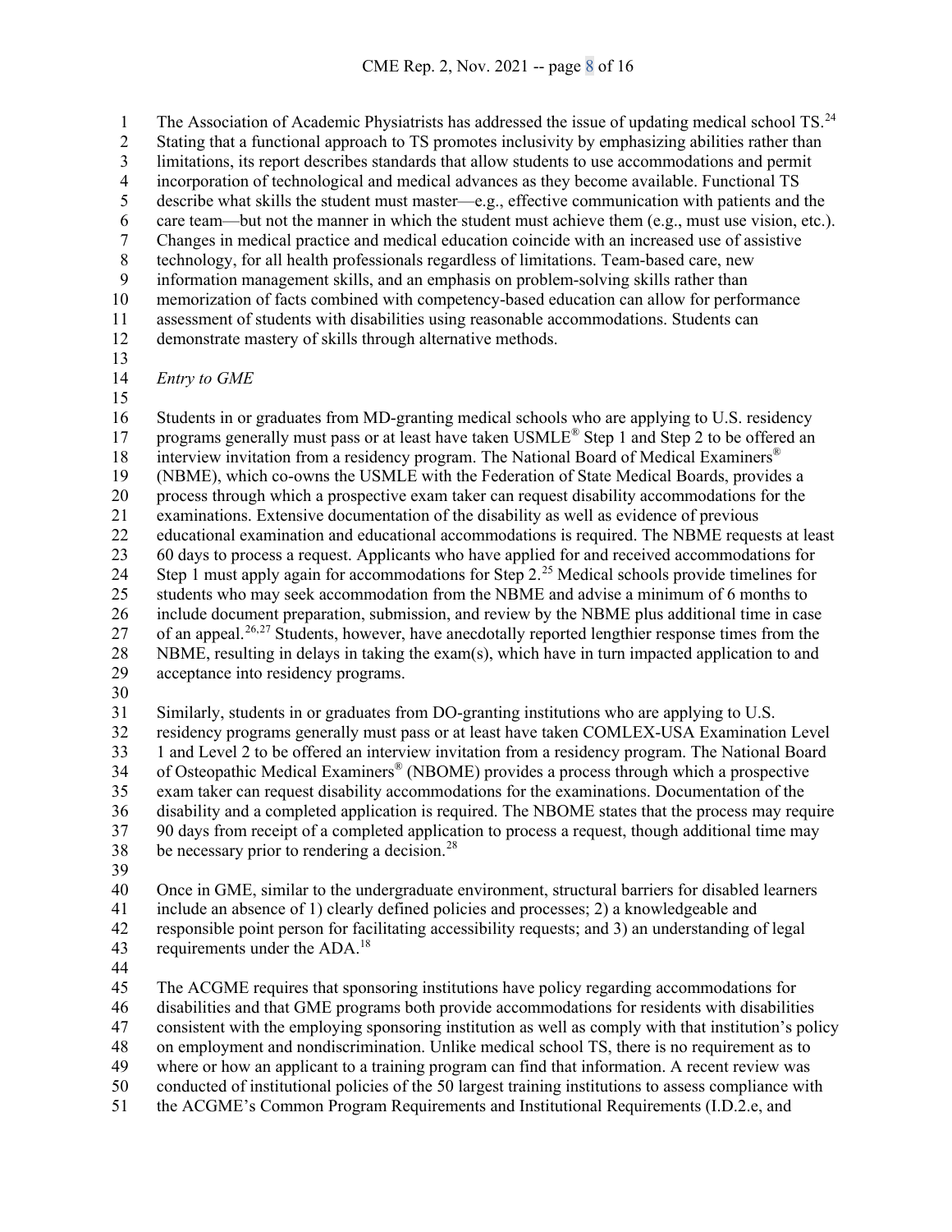The Association of Academic Physiatrists has addressed the issue of updating medical school TS.[24] Stating that a functional approach to TS promotes inclusivity by emphasizing abilities rather than limitations, its report describes standards that allow students to use accommodations and permit incorporation of technological and medical advances as they become available. Functional TS describe what skills the student must master—e.g., effective communication with patients and the care team—but not the manner in which the student must achieve them (e.g., must use vision, etc.). Changes in medical practice and medical education coincide with an increased use of assistive technology, for all health professionals regardless of limitations. Team-based care, new information management skills, and an emphasis on problem-solving skills rather than memorization of facts combined with competency-based education can allow for performance assessment of students with disabilities using reasonable accommodations. Students can demonstrate mastery of skills through alternative methods.

*Entry to GME*

Students in or graduates from MD-granting medical schools who are applying to U.S. residency programs generally must pass or at least have taken USMLE® Step 1 and Step 2 to be offered an interview invitation from a residency program. The National Board of Medical Examiners® (NBME), which co-owns the USMLE with the Federation of State Medical Boards, provides a process through which a prospective exam taker can request disability accommodations for the examinations. Extensive documentation of the disability as well as evidence of previous educational examination and educational accommodations is required. The NBME requests at least 60 days to process a request. Applicants who have applied for and received accommodations for Step 1 must apply again for accommodations for Step 2.[25] Medical schools provide timelines for students who may seek accommodation from the NBME and advise a minimum of 6 months to include document preparation, submission, and review by the NBME plus additional time in case of an appeal.[26,27] Students, however, have anecdotally reported lengthier response times from the NBME, resulting in delays in taking the exam(s), which have in turn impacted application to and acceptance into residency programs.

Similarly, students in or graduates from DO-granting institutions who are applying to U.S. residency programs generally must pass or at least have taken COMLEX-USA Examination Level 1 and Level 2 to be offered an interview invitation from a residency program. The National Board of Osteopathic Medical Examiners® (NBOME) provides a process through which a prospective exam taker can request disability accommodations for the examinations. Documentation of the disability and a completed application is required. The NBOME states that the process may require 90 days from receipt of a completed application to process a request, though additional time may be necessary prior to rendering a decision.[28]

Once in GME, similar to the undergraduate environment, structural barriers for disabled learners include an absence of 1) clearly defined policies and processes; 2) a knowledgeable and responsible point person for facilitating accessibility requests; and 3) an understanding of legal requirements under the ADA.[18]

The ACGME requires that sponsoring institutions have policy regarding accommodations for disabilities and that GME programs both provide accommodations for residents with disabilities consistent with the employing sponsoring institution as well as comply with that institution's policy on employment and nondiscrimination. Unlike medical school TS, there is no requirement as to where or how an applicant to a training program can find that information. A recent review was conducted of institutional policies of the 50 largest training institutions to assess compliance with the ACGME's Common Program Requirements and Institutional Requirements (I.D.2.e, and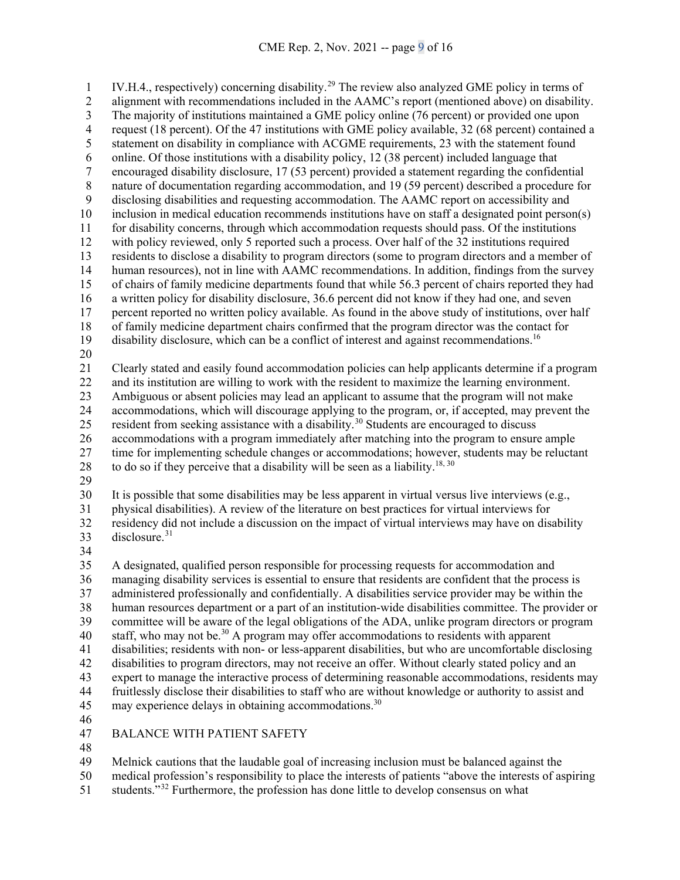IV.H.4., respectively) concerning disability.[29] The review also analyzed GME policy in terms of alignment with recommendations included in the AAMC's report (mentioned above) on disability. The majority of institutions maintained a GME policy online (76 percent) or provided one upon request (18 percent). Of the 47 institutions with GME policy available, 32 (68 percent) contained a statement on disability in compliance with ACGME requirements, 23 with the statement found online. Of those institutions with a disability policy, 12 (38 percent) included language that encouraged disability disclosure, 17 (53 percent) provided a statement regarding the confidential nature of documentation regarding accommodation, and 19 (59 percent) described a procedure for disclosing disabilities and requesting accommodation. The AAMC report on accessibility and inclusion in medical education recommends institutions have on staff a designated point person(s) for disability concerns, through which accommodation requests should pass. Of the institutions with policy reviewed, only 5 reported such a process. Over half of the 32 institutions required residents to disclose a disability to program directors (some to program directors and a member of human resources), not in line with AAMC recommendations. In addition, findings from the survey of chairs of family medicine departments found that while 56.3 percent of chairs reported they had a written policy for disability disclosure, 36.6 percent did not know if they had one, and seven percent reported no written policy available. As found in the above study of institutions, over half of family medicine department chairs confirmed that the program director was the contact for disability disclosure, which can be a conflict of interest and against recommendations.[16]

Clearly stated and easily found accommodation policies can help applicants determine if a program and its institution are willing to work with the resident to maximize the learning environment. Ambiguous or absent policies may lead an applicant to assume that the program will not make accommodations, which will discourage applying to the program, or, if accepted, may prevent the resident from seeking assistance with a disability.[30] Students are encouraged to discuss accommodations with a program immediately after matching into the program to ensure ample time for implementing schedule changes or accommodations; however, students may be reluctant to do so if they perceive that a disability will be seen as a liability.[18, 30]

It is possible that some disabilities may be less apparent in virtual versus live interviews (e.g., physical disabilities). A review of the literature on best practices for virtual interviews for residency did not include a discussion on the impact of virtual interviews may have on disability disclosure.[31]

A designated, qualified person responsible for processing requests for accommodation and managing disability services is essential to ensure that residents are confident that the process is administered professionally and confidentially. A disabilities service provider may be within the human resources department or a part of an institution-wide disabilities committee. The provider or committee will be aware of the legal obligations of the ADA, unlike program directors or program staff, who may not be.[30] A program may offer accommodations to residents with apparent disabilities; residents with non- or less-apparent disabilities, but who are uncomfortable disclosing disabilities to program directors, may not receive an offer. Without clearly stated policy and an expert to manage the interactive process of determining reasonable accommodations, residents may fruitlessly disclose their disabilities to staff who are without knowledge or authority to assist and may experience delays in obtaining accommodations.[30]

## BALANCE WITH PATIENT SAFETY

Melnick cautions that the laudable goal of increasing inclusion must be balanced against the medical profession's responsibility to place the interests of patients "above the interests of aspiring students."[32] Furthermore, the profession has done little to develop consensus on what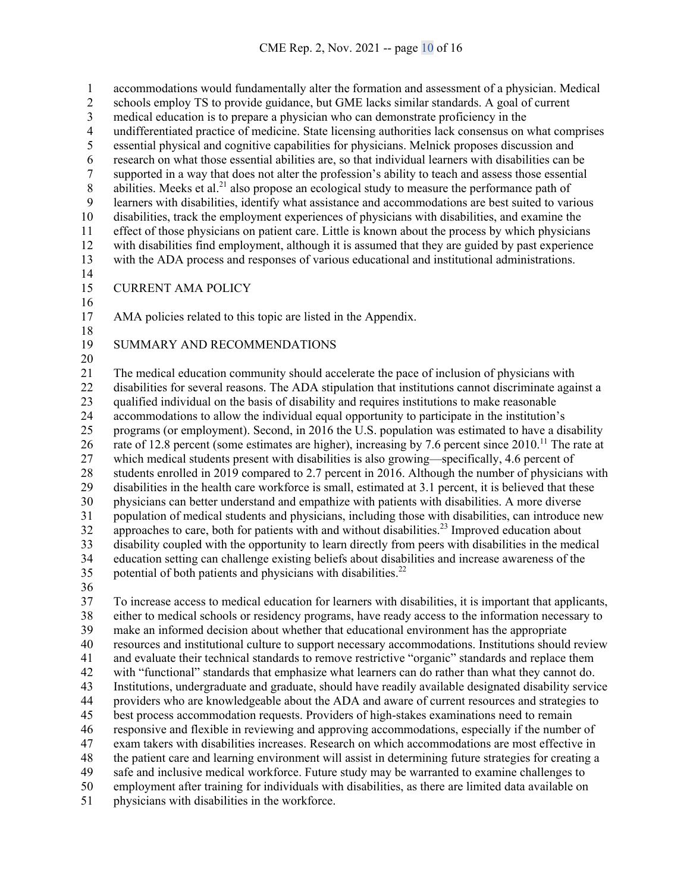accommodations would fundamentally alter the formation and assessment of a physician. Medical schools employ TS to provide guidance, but GME lacks similar standards. A goal of current medical education is to prepare a physician who can demonstrate proficiency in the undifferentiated practice of medicine. State licensing authorities lack consensus on what comprises essential physical and cognitive capabilities for physicians. Melnick proposes discussion and research on what those essential abilities are, so that individual learners with disabilities can be supported in a way that does not alter the profession's ability to teach and assess those essential abilities. Meeks et al.[21] also propose an ecological study to measure the performance path of learners with disabilities, identify what assistance and accommodations are best suited to various disabilities, track the employment experiences of physicians with disabilities, and examine the effect of those physicians on patient care. Little is known about the process by which physicians with disabilities find employment, although it is assumed that they are guided by past experience with the ADA process and responses of various educational and institutional administrations.

## CURRENT AMA POLICY

AMA policies related to this topic are listed in the Appendix.

## SUMMARY AND RECOMMENDATIONS

The medical education community should accelerate the pace of inclusion of physicians with disabilities for several reasons. The ADA stipulation that institutions cannot discriminate against a qualified individual on the basis of disability and requires institutions to make reasonable accommodations to allow the individual equal opportunity to participate in the institution's programs (or employment). Second, in 2016 the U.S. population was estimated to have a disability rate of 12.8 percent (some estimates are higher), increasing by 7.6 percent since 2010.[11] The rate at which medical students present with disabilities is also growing—specifically, 4.6 percent of students enrolled in 2019 compared to 2.7 percent in 2016. Although the number of physicians with disabilities in the health care workforce is small, estimated at 3.1 percent, it is believed that these physicians can better understand and empathize with patients with disabilities. A more diverse population of medical students and physicians, including those with disabilities, can introduce new approaches to care, both for patients with and without disabilities.[23] Improved education about disability coupled with the opportunity to learn directly from peers with disabilities in the medical education setting can challenge existing beliefs about disabilities and increase awareness of the potential of both patients and physicians with disabilities.[22]

To increase access to medical education for learners with disabilities, it is important that applicants, either to medical schools or residency programs, have ready access to the information necessary to make an informed decision about whether that educational environment has the appropriate resources and institutional culture to support necessary accommodations. Institutions should review and evaluate their technical standards to remove restrictive "organic" standards and replace them with "functional" standards that emphasize what learners can do rather than what they cannot do. Institutions, undergraduate and graduate, should have readily available designated disability service providers who are knowledgeable about the ADA and aware of current resources and strategies to best process accommodation requests. Providers of high-stakes examinations need to remain responsive and flexible in reviewing and approving accommodations, especially if the number of exam takers with disabilities increases. Research on which accommodations are most effective in the patient care and learning environment will assist in determining future strategies for creating a safe and inclusive medical workforce. Future study may be warranted to examine challenges to employment after training for individuals with disabilities, as there are limited data available on physicians with disabilities in the workforce.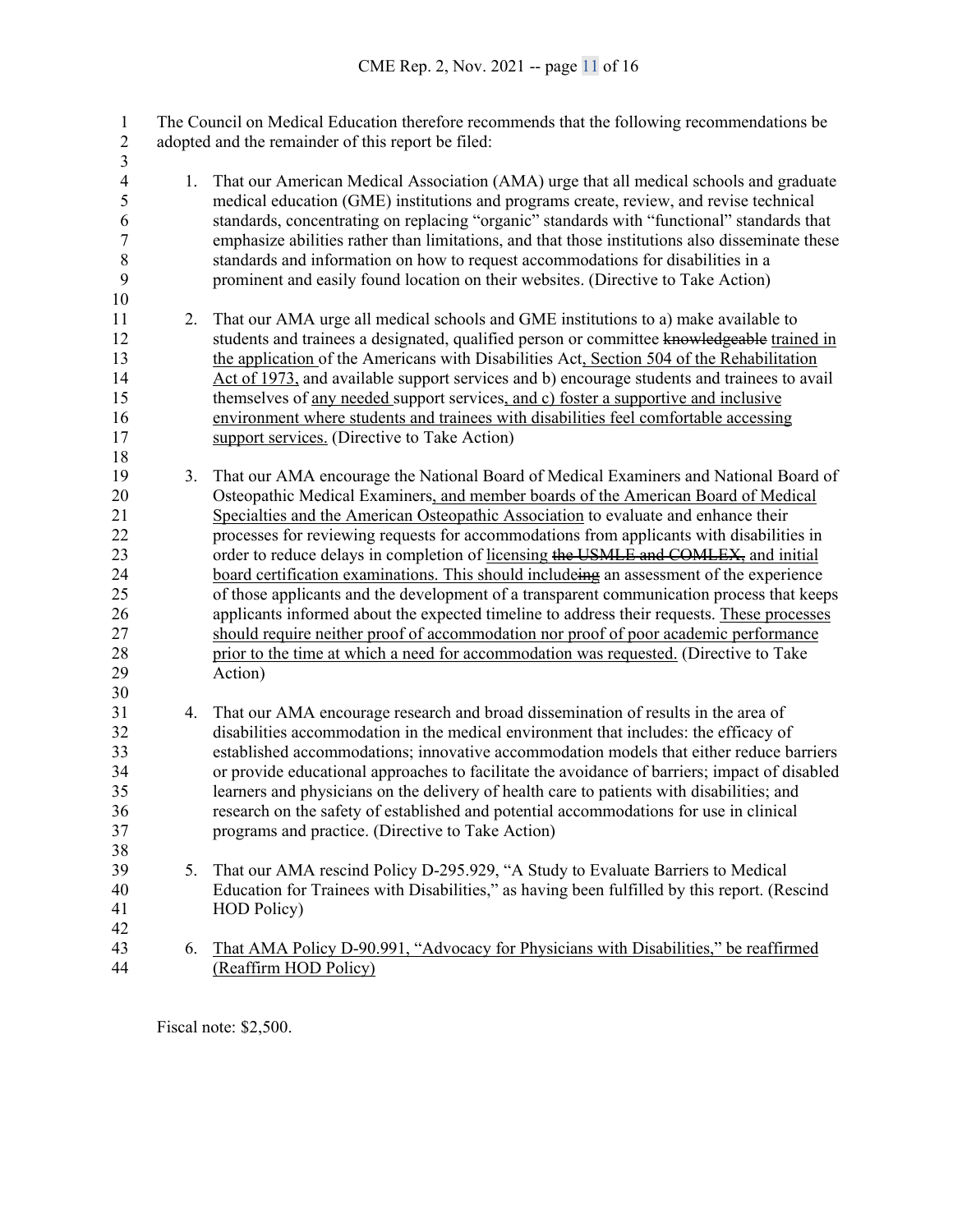The Council on Medical Education therefore recommends that the following recommendations be adopted and the remainder of this report be filed:

1. That our American Medical Association (AMA) urge that all medical schools and graduate medical education (GME) institutions and programs create, review, and revise technical standards, concentrating on replacing "organic" standards with "functional" standards that emphasize abilities rather than limitations, and that those institutions also disseminate these standards and information on how to request accommodations for disabilities in a prominent and easily found location on their websites. (Directive to Take Action)

2. That our AMA urge all medical schools and GME institutions to a) make available to students and trainees a designated, qualified person or committee ~~knowledgeable~~ <u>trained in the application</u> of the Americans with Disabilities Act<u>, Section 504 of the Rehabilitation Act of 1973,</u> and available support services and b) encourage students and trainees to avail themselves of <u>any needed</u> support services<u>, and c) foster a supportive and inclusive environment where students and trainees with disabilities feel comfortable accessing support services.</u> (Directive to Take Action)

3. That our AMA encourage the National Board of Medical Examiners and National Board of Osteopathic Medical Examiners<u>, and member boards of the American Board of Medical Specialties and the American Osteopathic Association</u> to evaluate and enhance their processes for reviewing requests for accommodations from applicants with disabilities in order to reduce delays in completion of <u>licensing</u> ~~the USMLE and COMLEX,~~ <u>and initial board certification examinations. This should include</u>~~ing~~ an assessment of the experience of those applicants and the development of a transparent communication process that keeps applicants informed about the expected timeline to address their requests. <u>These processes should require neither proof of accommodation nor proof of poor academic performance prior to the time at which a need for accommodation was requested.</u> (Directive to Take Action)

4. That our AMA encourage research and broad dissemination of results in the area of disabilities accommodation in the medical environment that includes: the efficacy of established accommodations; innovative accommodation models that either reduce barriers or provide educational approaches to facilitate the avoidance of barriers; impact of disabled learners and physicians on the delivery of health care to patients with disabilities; and research on the safety of established and potential accommodations for use in clinical programs and practice. (Directive to Take Action)

5. That our AMA rescind Policy D-295.929, "A Study to Evaluate Barriers to Medical Education for Trainees with Disabilities," as having been fulfilled by this report. (Rescind HOD Policy)

6. <u>That AMA Policy D-90.991, "Advocacy for Physicians with Disabilities," be reaffirmed (Reaffirm HOD Policy)</u>

Fiscal note: $2,500.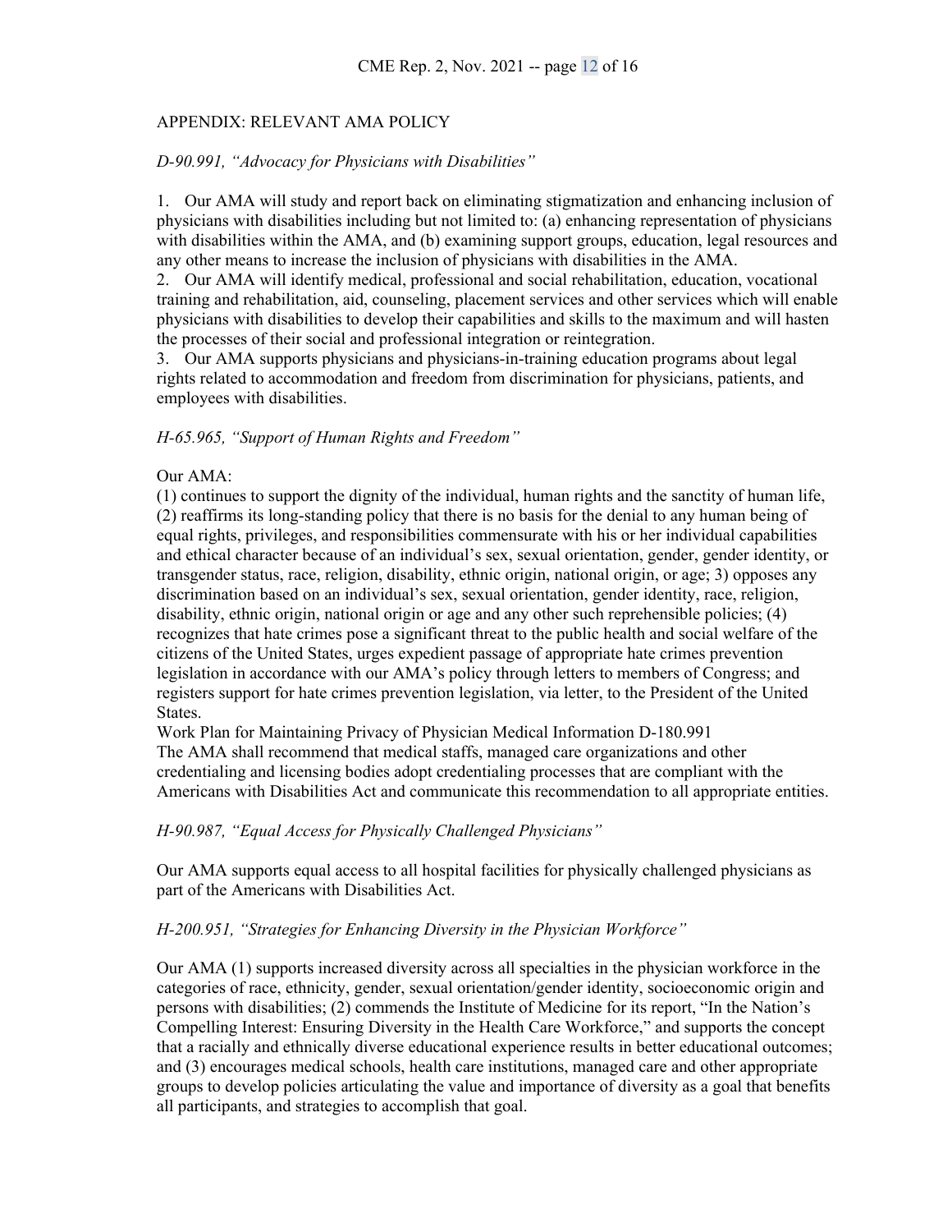## APPENDIX: RELEVANT AMA POLICY

*D-90.991, "Advocacy for Physicians with Disabilities"*

1. Our AMA will study and report back on eliminating stigmatization and enhancing inclusion of physicians with disabilities including but not limited to: (a) enhancing representation of physicians with disabilities within the AMA, and (b) examining support groups, education, legal resources and any other means to increase the inclusion of physicians with disabilities in the AMA.
2. Our AMA will identify medical, professional and social rehabilitation, education, vocational training and rehabilitation, aid, counseling, placement services and other services which will enable physicians with disabilities to develop their capabilities and skills to the maximum and will hasten the processes of their social and professional integration or reintegration.
3. Our AMA supports physicians and physicians-in-training education programs about legal rights related to accommodation and freedom from discrimination for physicians, patients, and employees with disabilities.

*H-65.965, "Support of Human Rights and Freedom"*

Our AMA:
(1) continues to support the dignity of the individual, human rights and the sanctity of human life, (2) reaffirms its long-standing policy that there is no basis for the denial to any human being of equal rights, privileges, and responsibilities commensurate with his or her individual capabilities and ethical character because of an individual's sex, sexual orientation, gender, gender identity, or transgender status, race, religion, disability, ethnic origin, national origin, or age; 3) opposes any discrimination based on an individual's sex, sexual orientation, gender identity, race, religion, disability, ethnic origin, national origin or age and any other such reprehensible policies; (4) recognizes that hate crimes pose a significant threat to the public health and social welfare of the citizens of the United States, urges expedient passage of appropriate hate crimes prevention legislation in accordance with our AMA's policy through letters to members of Congress; and registers support for hate crimes prevention legislation, via letter, to the President of the United States.
Work Plan for Maintaining Privacy of Physician Medical Information D-180.991
The AMA shall recommend that medical staffs, managed care organizations and other credentialing and licensing bodies adopt credentialing processes that are compliant with the Americans with Disabilities Act and communicate this recommendation to all appropriate entities.

*H-90.987, "Equal Access for Physically Challenged Physicians"*

Our AMA supports equal access to all hospital facilities for physically challenged physicians as part of the Americans with Disabilities Act.

*H-200.951, "Strategies for Enhancing Diversity in the Physician Workforce"*

Our AMA (1) supports increased diversity across all specialties in the physician workforce in the categories of race, ethnicity, gender, sexual orientation/gender identity, socioeconomic origin and persons with disabilities; (2) commends the Institute of Medicine for its report, "In the Nation's Compelling Interest: Ensuring Diversity in the Health Care Workforce," and supports the concept that a racially and ethnically diverse educational experience results in better educational outcomes; and (3) encourages medical schools, health care institutions, managed care and other appropriate groups to develop policies articulating the value and importance of diversity as a goal that benefits all participants, and strategies to accomplish that goal.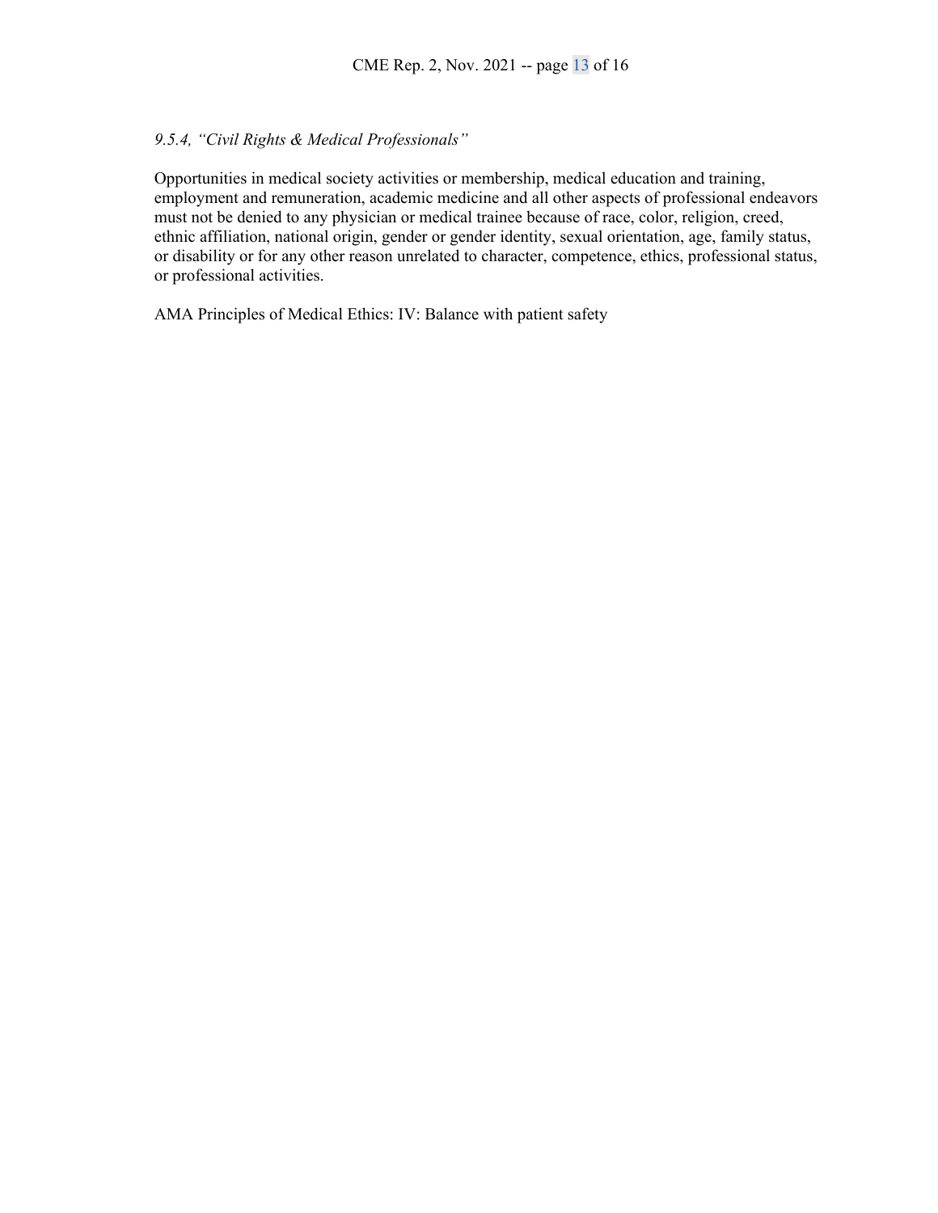*9.5.4, "Civil Rights & Medical Professionals"*

Opportunities in medical society activities or membership, medical education and training, employment and remuneration, academic medicine and all other aspects of professional endeavors must not be denied to any physician or medical trainee because of race, color, religion, creed, ethnic affiliation, national origin, gender or gender identity, sexual orientation, age, family status, or disability or for any other reason unrelated to character, competence, ethics, professional status, or professional activities.

AMA Principles of Medical Ethics: IV: Balance with patient safety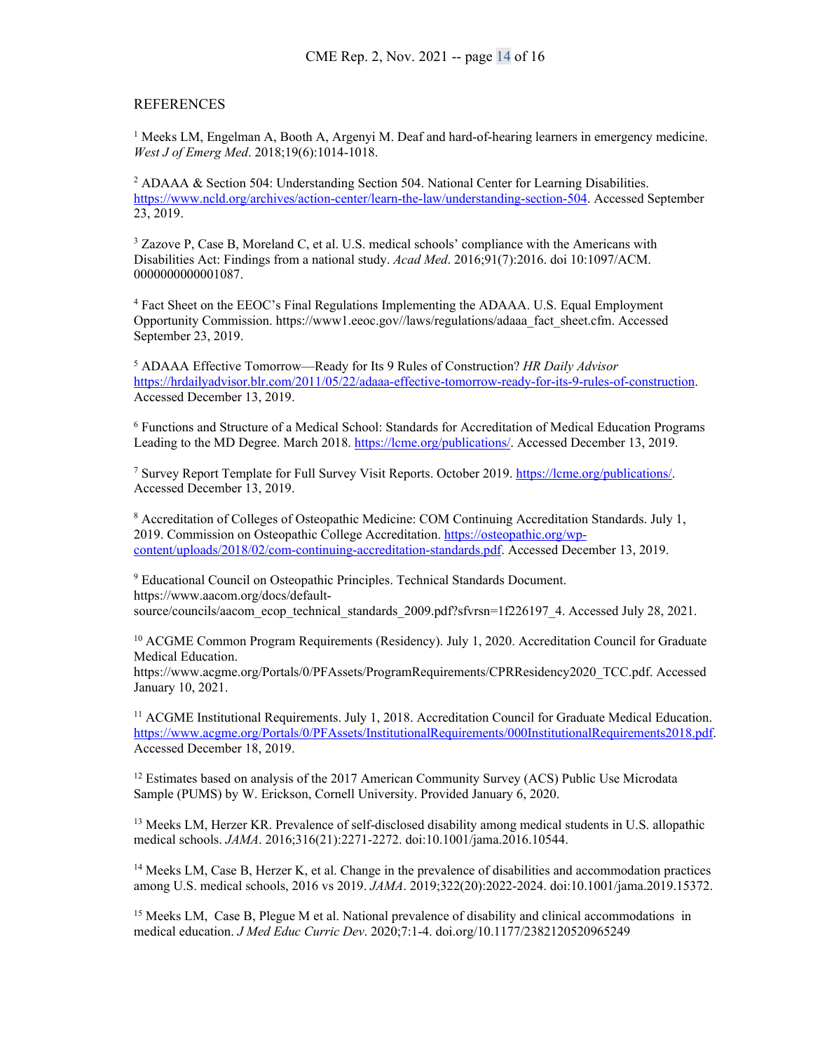REFERENCES

[1] Meeks LM, Engelman A, Booth A, Argenyi M. Deaf and hard-of-hearing learners in emergency medicine. *West J of Emerg Med*. 2018;19(6):1014-1018.

[2] ADAAA & Section 504: Understanding Section 504. National Center for Learning Disabilities. https://www.ncld.org/archives/action-center/learn-the-law/understanding-section-504. Accessed September 23, 2019.

[3] Zazove P, Case B, Moreland C, et al. U.S. medical schools' compliance with the Americans with Disabilities Act: Findings from a national study. *Acad Med*. 2016;91(7):2016. doi 10:1097/ACM. 0000000000001087.

[4] Fact Sheet on the EEOC's Final Regulations Implementing the ADAAA. U.S. Equal Employment Opportunity Commission. https://www1.eeoc.gov//laws/regulations/adaaa_fact_sheet.cfm. Accessed September 23, 2019.

[5] ADAAA Effective Tomorrow—Ready for Its 9 Rules of Construction? *HR Daily Advisor* https://hrdailyadvisor.blr.com/2011/05/22/adaaa-effective-tomorrow-ready-for-its-9-rules-of-construction. Accessed December 13, 2019.

[6] Functions and Structure of a Medical School: Standards for Accreditation of Medical Education Programs Leading to the MD Degree. March 2018. https://lcme.org/publications/. Accessed December 13, 2019.

[7] Survey Report Template for Full Survey Visit Reports. October 2019. https://lcme.org/publications/. Accessed December 13, 2019.

[8] Accreditation of Colleges of Osteopathic Medicine: COM Continuing Accreditation Standards. July 1, 2019. Commission on Osteopathic College Accreditation. https://osteopathic.org/wp-content/uploads/2018/02/com-continuing-accreditation-standards.pdf. Accessed December 13, 2019.

[9] Educational Council on Osteopathic Principles. Technical Standards Document. https://www.aacom.org/docs/default-source/councils/aacom_ecop_technical_standards_2009.pdf?sfvrsn=1f226197_4. Accessed July 28, 2021.

[10] ACGME Common Program Requirements (Residency). July 1, 2020. Accreditation Council for Graduate Medical Education. https://www.acgme.org/Portals/0/PFAssets/ProgramRequirements/CPRResidency2020_TCC.pdf. Accessed January 10, 2021.

[11] ACGME Institutional Requirements. July 1, 2018. Accreditation Council for Graduate Medical Education. https://www.acgme.org/Portals/0/PFAssets/InstitutionalRequirements/000InstitutionalRequirements2018.pdf. Accessed December 18, 2019.

[12] Estimates based on analysis of the 2017 American Community Survey (ACS) Public Use Microdata Sample (PUMS) by W. Erickson, Cornell University. Provided January 6, 2020.

[13] Meeks LM, Herzer KR. Prevalence of self-disclosed disability among medical students in U.S. allopathic medical schools. *JAMA*. 2016;316(21):2271-2272. doi:10.1001/jama.2016.10544.

[14] Meeks LM, Case B, Herzer K, et al. Change in the prevalence of disabilities and accommodation practices among U.S. medical schools, 2016 vs 2019. *JAMA*. 2019;322(20):2022-2024. doi:10.1001/jama.2019.15372.

[15] Meeks LM, Case B, Plegue M et al. National prevalence of disability and clinical accommodations in medical education. *J Med Educ Curric Dev*. 2020;7:1-4. doi.org/10.1177/2382120520965249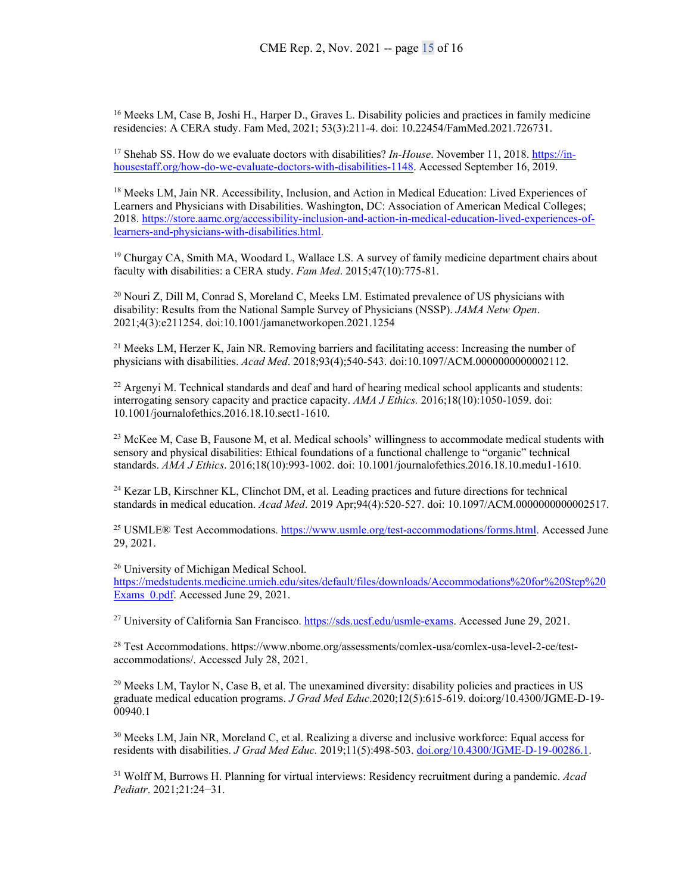[16] Meeks LM, Case B, Joshi H., Harper D., Graves L. Disability policies and practices in family medicine residencies: A CERA study. Fam Med, 2021; 53(3):211-4. doi: 10.22454/FamMed.2021.726731.

[17] Shehab SS. How do we evaluate doctors with disabilities? *In-House*. November 11, 2018. https://in-housestaff.org/how-do-we-evaluate-doctors-with-disabilities-1148. Accessed September 16, 2019.

[18] Meeks LM, Jain NR. Accessibility, Inclusion, and Action in Medical Education: Lived Experiences of Learners and Physicians with Disabilities. Washington, DC: Association of American Medical Colleges; 2018. https://store.aamc.org/accessibility-inclusion-and-action-in-medical-education-lived-experiences-of-learners-and-physicians-with-disabilities.html.

[19] Churgay CA, Smith MA, Woodard L, Wallace LS. A survey of family medicine department chairs about faculty with disabilities: a CERA study. *Fam Med*. 2015;47(10):775-81.

[20] Nouri Z, Dill M, Conrad S, Moreland C, Meeks LM. Estimated prevalence of US physicians with disability: Results from the National Sample Survey of Physicians (NSSP). *JAMA Netw Open*. 2021;4(3):e211254. doi:10.1001/jamanetworkopen.2021.1254

[21] Meeks LM, Herzer K, Jain NR. Removing barriers and facilitating access: Increasing the number of physicians with disabilities. *Acad Med*. 2018;93(4);540-543. doi:10.1097/ACM.0000000000002112.

[22] Argenyi M. Technical standards and deaf and hard of hearing medical school applicants and students: interrogating sensory capacity and practice capacity. *AMA J Ethics.* 2016;18(10):1050-1059. doi: 10.1001/journalofethics.2016.18.10.sect1-1610.

[23] McKee M, Case B, Fausone M, et al. Medical schools' willingness to accommodate medical students with sensory and physical disabilities: Ethical foundations of a functional challenge to "organic" technical standards. *AMA J Ethics*. 2016;18(10):993-1002. doi: 10.1001/journalofethics.2016.18.10.medu1-1610.

[24] Kezar LB, Kirschner KL, Clinchot DM, et al. Leading practices and future directions for technical standards in medical education. *Acad Med*. 2019 Apr;94(4):520-527. doi: 10.1097/ACM.0000000000002517.

[25] USMLE® Test Accommodations. https://www.usmle.org/test-accommodations/forms.html. Accessed June 29, 2021.

[26] University of Michigan Medical School. https://medstudents.medicine.umich.edu/sites/default/files/downloads/Accommodations%20for%20Step%20Exams_0.pdf. Accessed June 29, 2021.

[27] University of California San Francisco. https://sds.ucsf.edu/usmle-exams. Accessed June 29, 2021.

[28] Test Accommodations. https://www.nbome.org/assessments/comlex-usa/comlex-usa-level-2-ce/test-accommodations/. Accessed July 28, 2021.

[29] Meeks LM, Taylor N, Case B, et al. The unexamined diversity: disability policies and practices in US graduate medical education programs. *J Grad Med Educ*.2020;12(5):615-619. doi:org/10.4300/JGME-D-19-00940.1

[30] Meeks LM, Jain NR, Moreland C, et al. Realizing a diverse and inclusive workforce: Equal access for residents with disabilities. *J Grad Med Educ.* 2019;11(5):498-503. doi.org/10.4300/JGME-D-19-00286.1.

[31] Wolff M, Burrows H. Planning for virtual interviews: Residency recruitment during a pandemic. *Acad Pediatr*. 2021;21:24−31.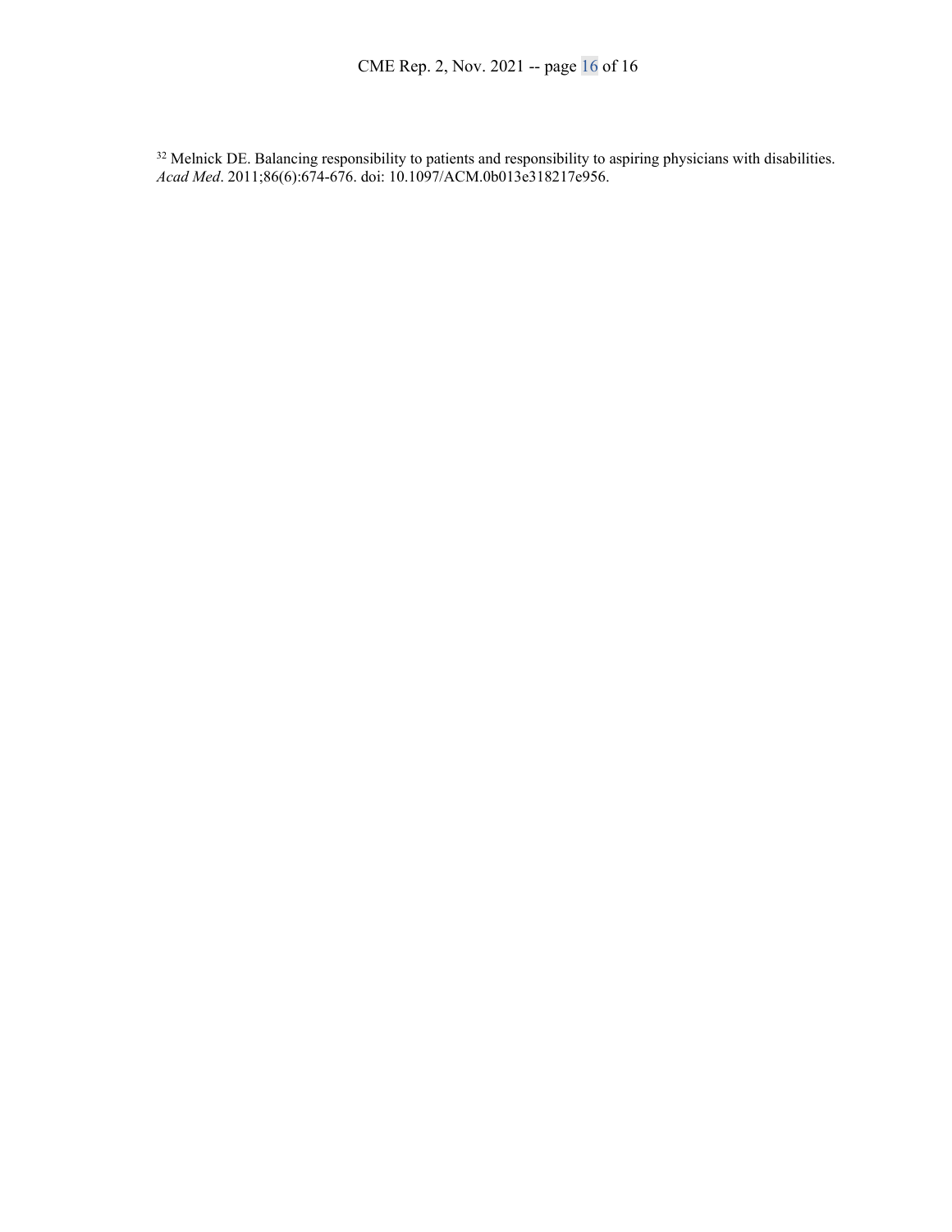[32] Melnick DE. Balancing responsibility to patients and responsibility to aspiring physicians with disabilities. *Acad Med*. 2011;86(6):674-676. doi: 10.1097/ACM.0b013e318217e956.